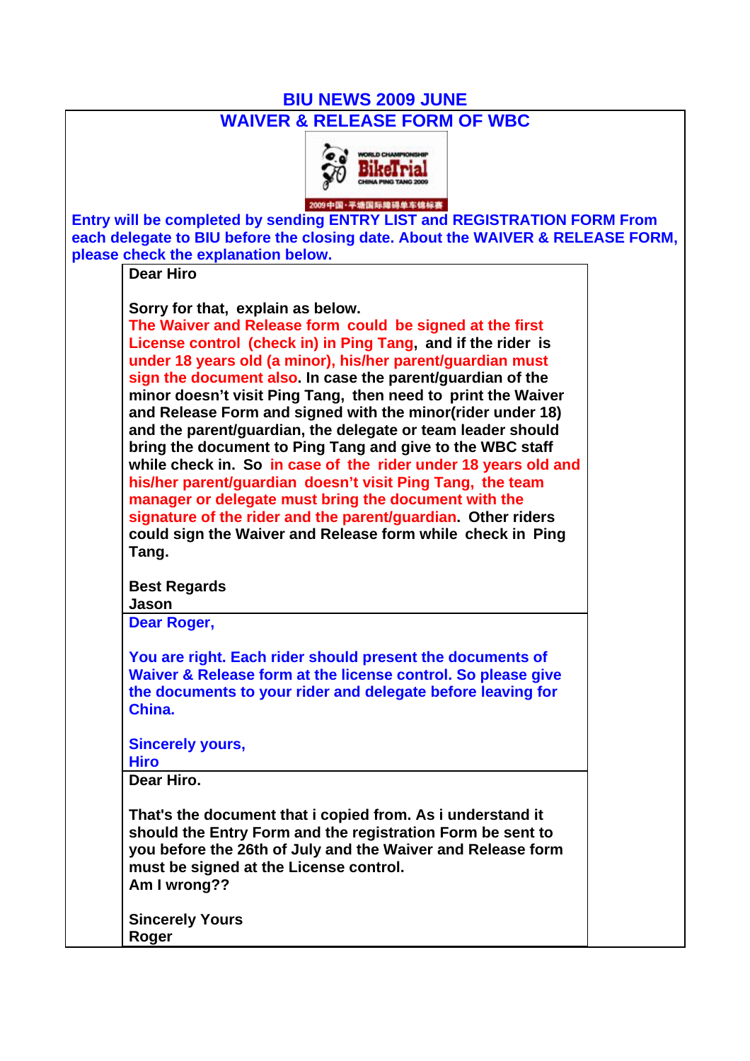# BIU NEWS 2009 JUNE

## WAIVER & RELEASE FORM OF WBC

**Entry will be completed by sending ENTRY LIST and REGISTRATION FORM From each delegate to BIU before the closing date. About the WAIVER & RELEASE FORM, please check the explanation below.**

**Dear Hiro**

**Sorry for that, explain as below.**
**The Waiver and Release form could be signed at the first License control (check in) in Ping Tang, and if the rider is under 18 years old (a minor), his/her parent/guardian must sign the document also. In case the parent/guardian of the minor doesn't visit Ping Tang, then need to print the Waiver and Release Form and signed with the minor(rider under 18) and the parent/guardian, the delegate or team leader should bring the document to Ping Tang and give to the WBC staff while check in. So in case of the rider under 18 years old and his/her parent/guardian doesn't visit Ping Tang, the team manager or delegate must bring the document with the signature of the rider and the parent/guardian. Other riders could sign the Waiver and Release form while check in Ping Tang.**

**Best Regards**
**Jason**

---

**Dear Roger,**

**You are right. Each rider should present the documents of Waiver & Release form at the license control. So please give the documents to your rider and delegate before leaving for China.**

**Sincerely yours,**
**Hiro**

---

**Dear Hiro.**

**That's the document that i copied from. As i understand it should the Entry Form and the registration Form be sent to you before the 26th of July and the Waiver and Release form must be signed at the License control.**
**Am I wrong??**

**Sincerely Yours**
**Roger**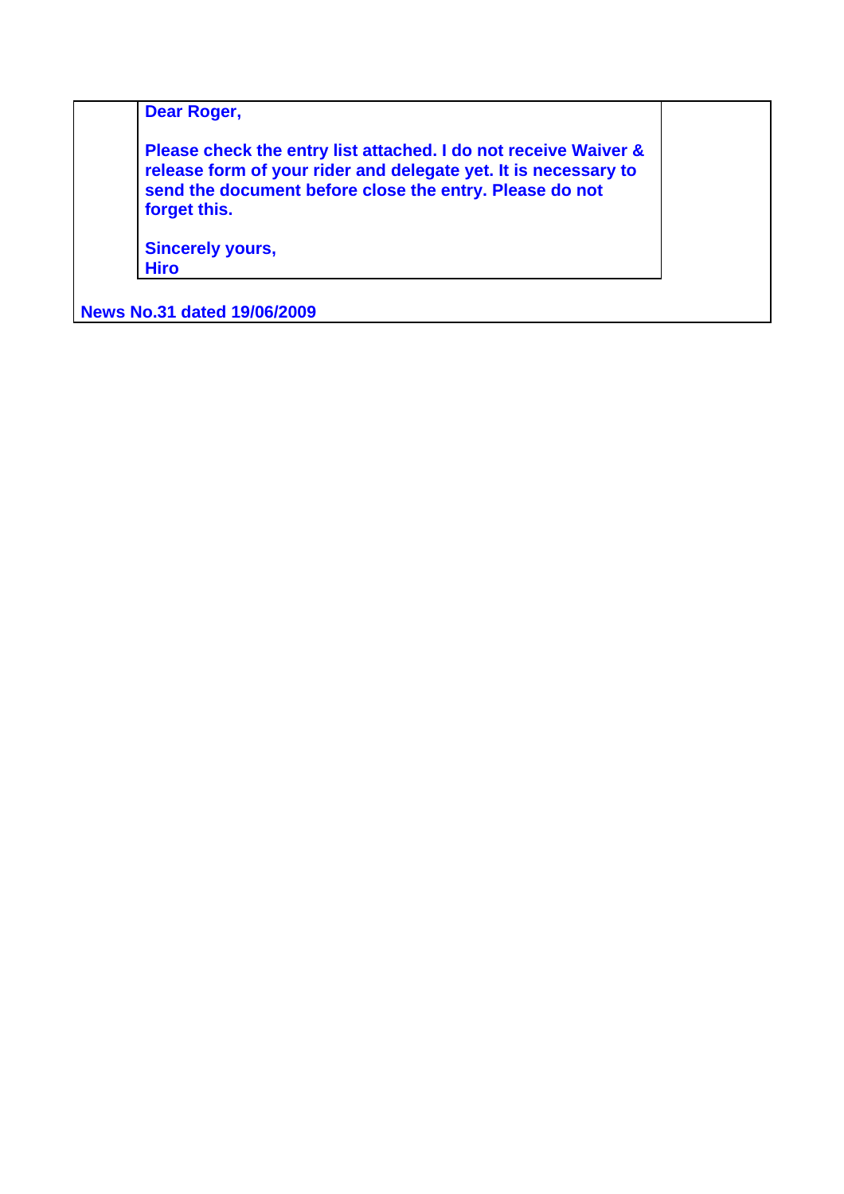**Dear Roger,**

**Please check the entry list attached. I do not receive Waiver & release form of your rider and delegate yet. It is necessary to send the document before close the entry. Please do not forget this.**

**Sincerely yours,**
**Hiro**

**News No.31 dated 19/06/2009**